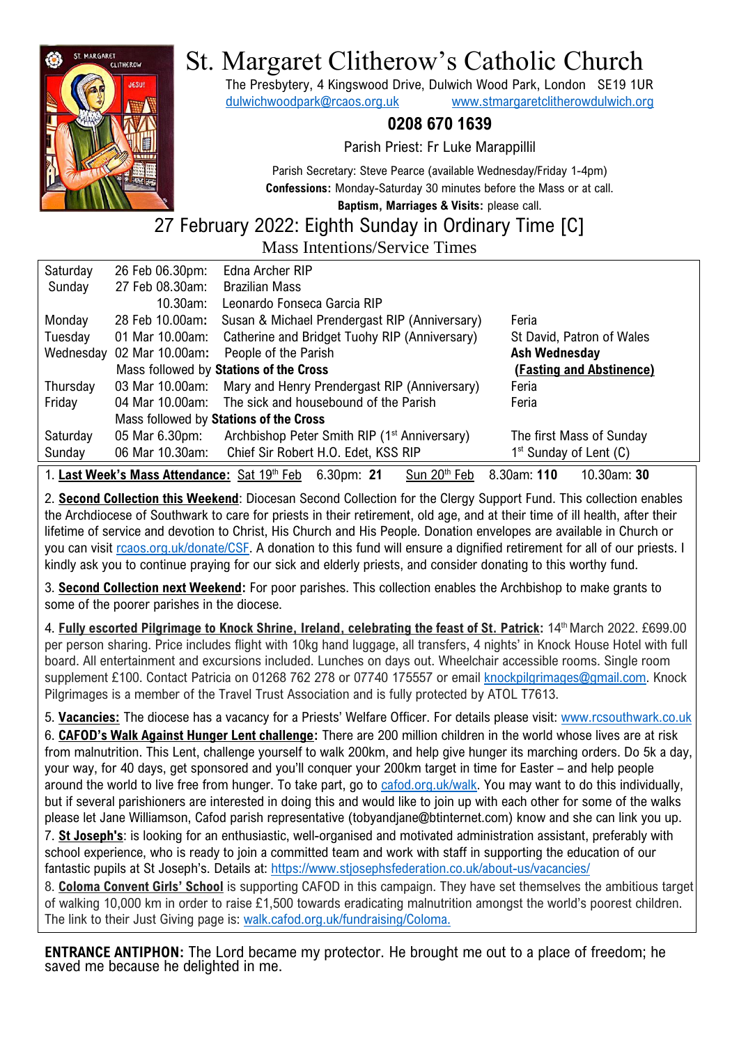# St. Margaret Clitherow's Catholic Church

The Presbytery, 4 Kingswood Drive, Dulwich Wood Park, London SE19 1UR
dulwichwoodpark@rcaos.org.uk www.stmargaretclitherowdulwich.org

**0208 670 1639**

Parish Priest: Fr Luke Marappillil

Parish Secretary: Steve Pearce (available Wednesday/Friday 1-4pm)
**Confessions:** Monday-Saturday 30 minutes before the Mass or at call.
**Baptism, Marriages & Visits:** please call.

## 27 February 2022: Eighth Sunday in Ordinary Time [C]

### Mass Intentions/Service Times

| Day | Date/Time | Intention | Feast |
|---|---|---|---|
| Saturday | 26 Feb 06.30pm: | Edna Archer RIP | |
| Sunday | 27 Feb 08.30am: | Brazilian Mass | |
| | 10.30am: | Leonardo Fonseca Garcia RIP | |
| Monday | 28 Feb 10.00am: | Susan & Michael Prendergast RIP (Anniversary) | Feria |
| Tuesday | 01 Mar 10.00am: | Catherine and Bridget Tuohy RIP (Anniversary) | St David, Patron of Wales |
| Wednesday | 02 Mar 10.00am: | People of the Parish | **Ash Wednesday** |
| | Mass followed by **Stations of the Cross** | | **(Fasting and Abstinence)** |
| Thursday | 03 Mar 10.00am: | Mary and Henry Prendergast RIP (Anniversary) | Feria |
| Friday | 04 Mar 10.00am: | The sick and housebound of the Parish | Feria |
| | Mass followed by **Stations of the Cross** | | |
| Saturday | 05 Mar 6.30pm: | Archbishop Peter Smith RIP (1st Anniversary) | The first Mass of Sunday |
| Sunday | 06 Mar 10.30am: | Chief Sir Robert H.O. Edet, KSS RIP | 1st Sunday of Lent (C) |

1. **Last Week's Mass Attendance:** Sat 19th Feb 6.30pm: **21** Sun 20th Feb 8.30am: **110** 10.30am: **30**

2. **Second Collection this Weekend**: Diocesan Second Collection for the Clergy Support Fund. This collection enables the Archdiocese of Southwark to care for priests in their retirement, old age, and at their time of ill health, after their lifetime of service and devotion to Christ, His Church and His People. Donation envelopes are available in Church or you can visit rcaos.org.uk/donate/CSF. A donation to this fund will ensure a dignified retirement for all of our priests. I kindly ask you to continue praying for our sick and elderly priests, and consider donating to this worthy fund.

3. **Second Collection next Weekend:** For poor parishes. This collection enables the Archbishop to make grants to some of the poorer parishes in the diocese.

4. **Fully escorted Pilgrimage to Knock Shrine, Ireland, celebrating the feast of St. Patrick:** 14th March 2022. £699.00 per person sharing. Price includes flight with 10kg hand luggage, all transfers, 4 nights' in Knock House Hotel with full board. All entertainment and excursions included. Lunches on days out. Wheelchair accessible rooms. Single room supplement £100. Contact Patricia on 01268 762 278 or 07740 175557 or email knockpilgrimages@gmail.com. Knock Pilgrimages is a member of the Travel Trust Association and is fully protected by ATOL T7613.

5. **Vacancies:** The diocese has a vacancy for a Priests' Welfare Officer. For details please visit: www.rcsouthwark.co.uk

6. **CAFOD's Walk Against Hunger Lent challenge:** There are 200 million children in the world whose lives are at risk from malnutrition. This Lent, challenge yourself to walk 200km, and help give hunger its marching orders. Do 5k a day, your way, for 40 days, get sponsored and you'll conquer your 200km target in time for Easter – and help people around the world to live free from hunger. To take part, go to cafod.org.uk/walk. You may want to do this individually, but if several parishioners are interested in doing this and would like to join up with each other for some of the walks please let Jane Williamson, Cafod parish representative (tobyandjane@btinternet.com) know and she can link you up.

7. **St Joseph's**: is looking for an enthusiastic, well-organised and motivated administration assistant, preferably with school experience, who is ready to join a committed team and work with staff in supporting the education of our fantastic pupils at St Joseph's. Details at: https://www.stjosephsfederation.co.uk/about-us/vacancies/

8. **Coloma Convent Girls' School** is supporting CAFOD in this campaign. They have set themselves the ambitious target of walking 10,000 km in order to raise £1,500 towards eradicating malnutrition amongst the world's poorest children. The link to their Just Giving page is: walk.cafod.org.uk/fundraising/Coloma.

**ENTRANCE ANTIPHON:** The Lord became my protector. He brought me out to a place of freedom; he saved me because he delighted in me.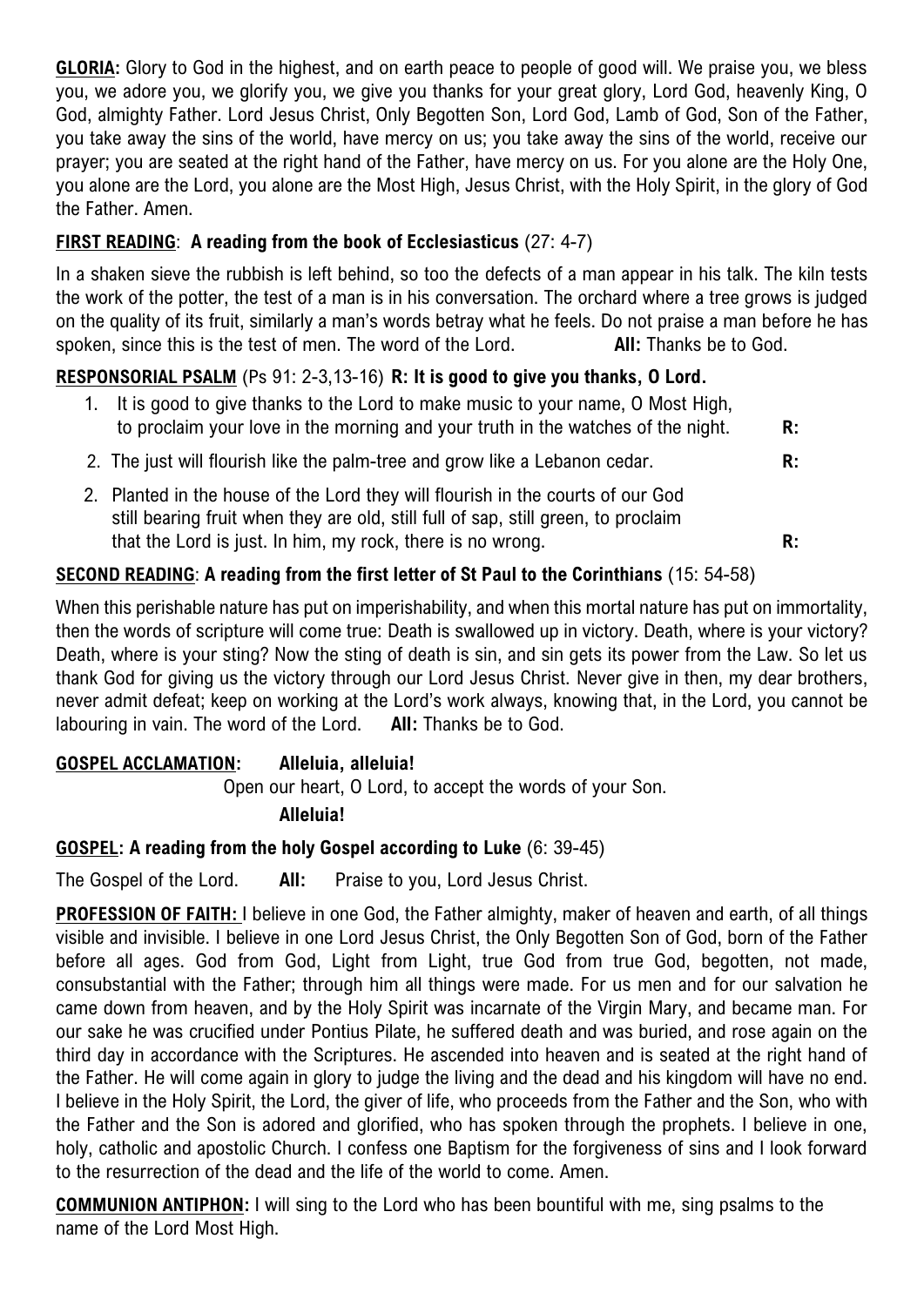**<u>GLORIA:</u>** Glory to God in the highest, and on earth peace to people of good will. We praise you, we bless you, we adore you, we glorify you, we give you thanks for your great glory, Lord God, heavenly King, O God, almighty Father. Lord Jesus Christ, Only Begotten Son, Lord God, Lamb of God, Son of the Father, you take away the sins of the world, have mercy on us; you take away the sins of the world, receive our prayer; you are seated at the right hand of the Father, have mercy on us. For you alone are the Holy One, you alone are the Lord, you alone are the Most High, Jesus Christ, with the Holy Spirit, in the glory of God the Father. Amen.

**<u>FIRST READING</u>: A reading from the book of Ecclesiasticus** (27: 4-7)

In a shaken sieve the rubbish is left behind, so too the defects of a man appear in his talk. The kiln tests the work of the potter, the test of a man is in his conversation. The orchard where a tree grows is judged on the quality of its fruit, similarly a man's words betray what he feels. Do not praise a man before he has spoken, since this is the test of men. The word of the Lord. **All:** Thanks be to God.

**<u>RESPONSORIAL PSALM</u>** (Ps 91: 2-3,13-16) **R: It is good to give you thanks, O Lord.**

1. It is good to give thanks to the Lord to make music to your name, O Most High, to proclaim your love in the morning and your truth in the watches of the night. **R:**
2. The just will flourish like the palm-tree and grow like a Lebanon cedar. **R:**
2. Planted in the house of the Lord they will flourish in the courts of our God still bearing fruit when they are old, still full of sap, still green, to proclaim that the Lord is just. In him, my rock, there is no wrong. **R:**

**<u>SECOND READING</u>: A reading from the first letter of St Paul to the Corinthians** (15: 54-58)

When this perishable nature has put on imperishability, and when this mortal nature has put on immortality, then the words of scripture will come true: Death is swallowed up in victory. Death, where is your victory? Death, where is your sting? Now the sting of death is sin, and sin gets its power from the Law. So let us thank God for giving us the victory through our Lord Jesus Christ. Never give in then, my dear brothers, never admit defeat; keep on working at the Lord's work always, knowing that, in the Lord, you cannot be labouring in vain. The word of the Lord. **All:** Thanks be to God.

**<u>GOSPEL ACCLAMATION</u>: Alleluia, alleluia!**

Open our heart, O Lord, to accept the words of your Son.

**Alleluia!**

**<u>GOSPEL</u>: A reading from the holy Gospel according to Luke** (6: 39-45)

The Gospel of the Lord. **All:** Praise to you, Lord Jesus Christ.

**<u>PROFESSION OF FAITH:</u>** I believe in one God, the Father almighty, maker of heaven and earth, of all things visible and invisible. I believe in one Lord Jesus Christ, the Only Begotten Son of God, born of the Father before all ages. God from God, Light from Light, true God from true God, begotten, not made, consubstantial with the Father; through him all things were made. For us men and for our salvation he came down from heaven, and by the Holy Spirit was incarnate of the Virgin Mary, and became man. For our sake he was crucified under Pontius Pilate, he suffered death and was buried, and rose again on the third day in accordance with the Scriptures. He ascended into heaven and is seated at the right hand of the Father. He will come again in glory to judge the living and the dead and his kingdom will have no end. I believe in the Holy Spirit, the Lord, the giver of life, who proceeds from the Father and the Son, who with the Father and the Son is adored and glorified, who has spoken through the prophets. I believe in one, holy, catholic and apostolic Church. I confess one Baptism for the forgiveness of sins and I look forward to the resurrection of the dead and the life of the world to come. Amen.

**<u>COMMUNION ANTIPHON</u>:** I will sing to the Lord who has been bountiful with me, sing psalms to the name of the Lord Most High.